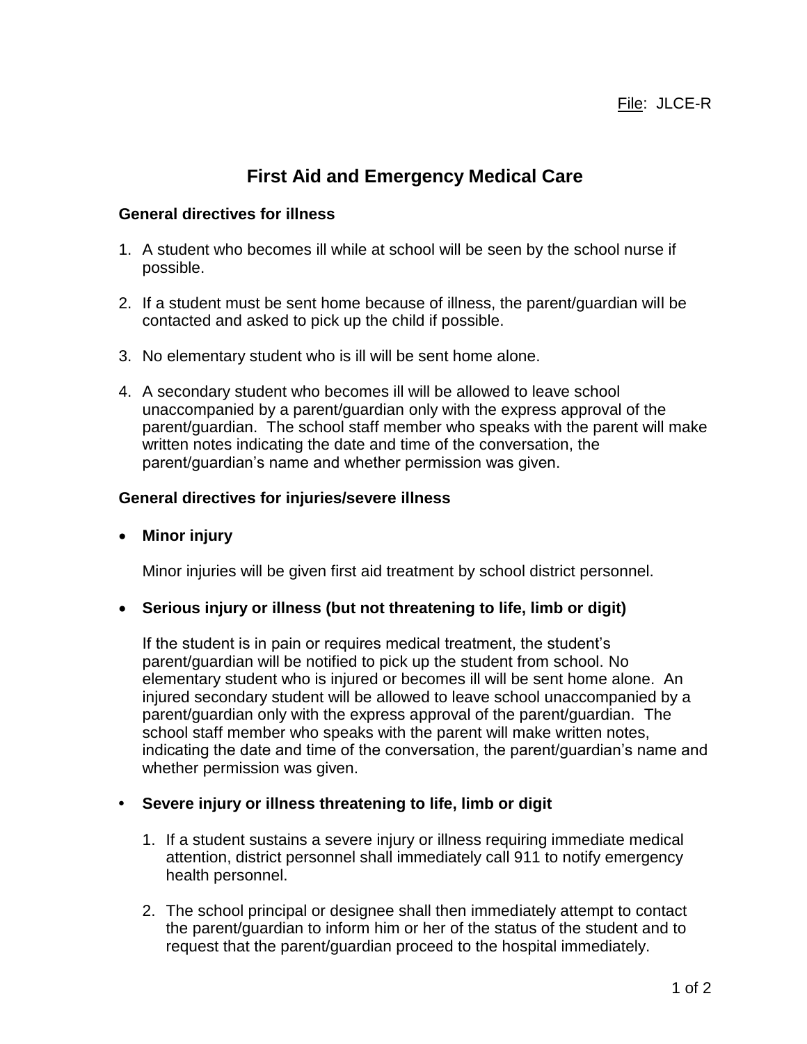File: JLCE-R

# First Aid and Emergency Medical Care

**General directives for illness**

1. A student who becomes ill while at school will be seen by the school nurse if possible.

2. If a student must be sent home because of illness, the parent/guardian will be contacted and asked to pick up the child if possible.

3. No elementary student who is ill will be sent home alone.

4. A secondary student who becomes ill will be allowed to leave school unaccompanied by a parent/guardian only with the express approval of the parent/guardian. The school staff member who speaks with the parent will make written notes indicating the date and time of the conversation, the parent/guardian's name and whether permission was given.

**General directives for injuries/severe illness**

- **Minor injury**

  Minor injuries will be given first aid treatment by school district personnel.

- **Serious injury or illness (but not threatening to life, limb or digit)**

  If the student is in pain or requires medical treatment, the student's parent/guardian will be notified to pick up the student from school. No elementary student who is injured or becomes ill will be sent home alone. An injured secondary student will be allowed to leave school unaccompanied by a parent/guardian only with the express approval of the parent/guardian. The school staff member who speaks with the parent will make written notes, indicating the date and time of the conversation, the parent/guardian's name and whether permission was given.

- **Severe injury or illness threatening to life, limb or digit**

  1. If a student sustains a severe injury or illness requiring immediate medical attention, district personnel shall immediately call 911 to notify emergency health personnel.

  2. The school principal or designee shall then immediately attempt to contact the parent/guardian to inform him or her of the status of the student and to request that the parent/guardian proceed to the hospital immediately.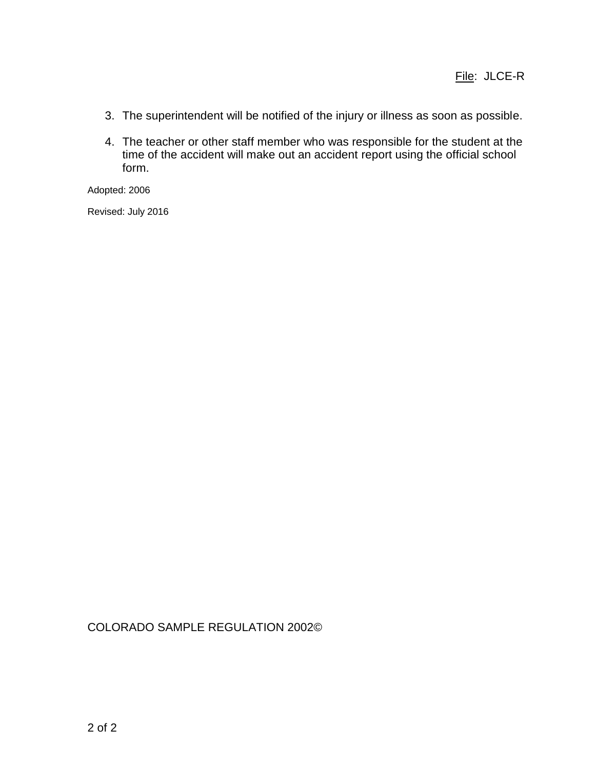3. The superintendent will be notified of the injury or illness as soon as possible.
4. The teacher or other staff member who was responsible for the student at the time of the accident will make out an accident report using the official school form.

Adopted: 2006

Revised: July 2016

COLORADO SAMPLE REGULATION 2002©